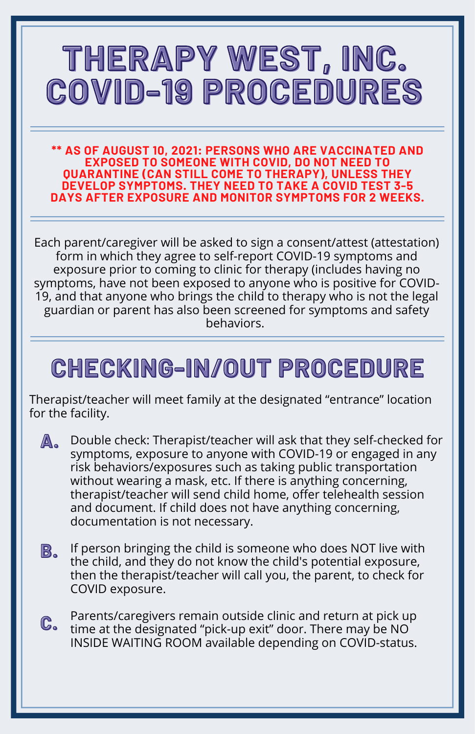# THERAPY WEST, INC. COVID-19 PROCEDURES

**** AS OF AUGUST 10, 2021: PERSONS WHO ARE VACCINATED AND EXPOSED TO SOMEONE WITH COVID, DO NOT NEED TO QUARANTINE (CAN STILL COME TO THERAPY), UNLESS THEY DEVELOP SYMPTOMS. THEY NEED TO TAKE A COVID TEST 3-5 DAYS AFTER EXPOSURE AND MONITOR SYMPTOMS FOR 2 WEEKS.**

Each parent/caregiver will be asked to sign a consent/attest (attestation) form in which they agree to self-report COVID-19 symptoms and exposure prior to coming to clinic for therapy (includes having no symptoms, have not been exposed to anyone who is positive for COVID-19, and that anyone who brings the child to therapy who is not the legal guardian or parent has also been screened for symptoms and safety behaviors.

## CHECKING-IN/OUT PROCEDURE

Therapist/teacher will meet family at the designated "entrance" location for the facility.

A. Double check: Therapist/teacher will ask that they self-checked for symptoms, exposure to anyone with COVID-19 or engaged in any risk behaviors/exposures such as taking public transportation without wearing a mask, etc. If there is anything concerning, therapist/teacher will send child home, offer telehealth session and document. If child does not have anything concerning, documentation is not necessary.

B. If person bringing the child is someone who does NOT live with the child, and they do not know the child's potential exposure, then the therapist/teacher will call you, the parent, to check for COVID exposure.

C. Parents/caregivers remain outside clinic and return at pick up time at the designated "pick-up exit" door. There may be NO INSIDE WAITING ROOM available depending on COVID-status.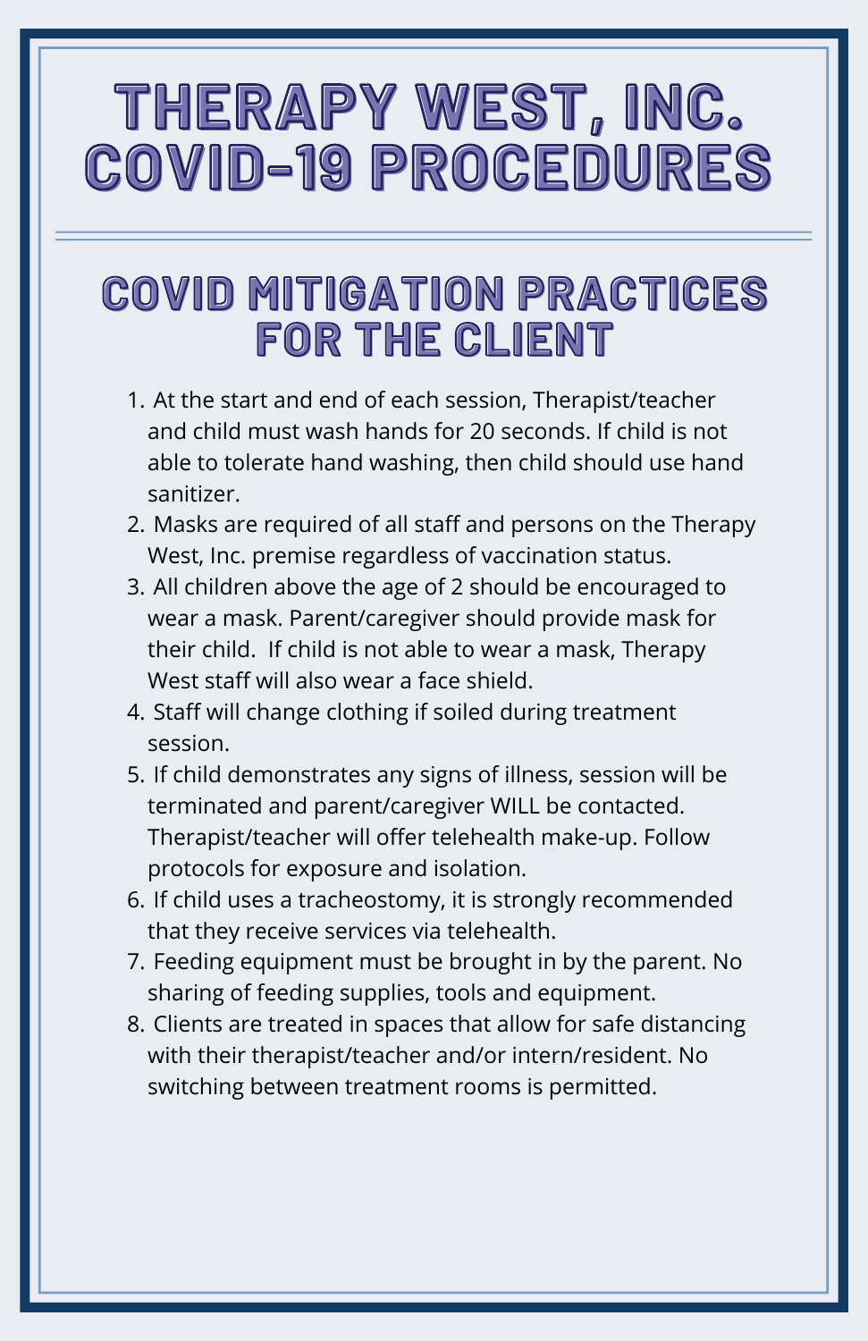# THERAPY WEST, INC. COVID-19 PROCEDURES

## COVID MITIGATION PRACTICES FOR THE CLIENT

1. At the start and end of each session, Therapist/teacher and child must wash hands for 20 seconds. If child is not able to tolerate hand washing, then child should use hand sanitizer.
2. Masks are required of all staff and persons on the Therapy West, Inc. premise regardless of vaccination status.
3. All children above the age of 2 should be encouraged to wear a mask. Parent/caregiver should provide mask for their child. If child is not able to wear a mask, Therapy West staff will also wear a face shield.
4. Staff will change clothing if soiled during treatment session.
5. If child demonstrates any signs of illness, session will be terminated and parent/caregiver WILL be contacted. Therapist/teacher will offer telehealth make-up. Follow protocols for exposure and isolation.
6. If child uses a tracheostomy, it is strongly recommended that they receive services via telehealth.
7. Feeding equipment must be brought in by the parent. No sharing of feeding supplies, tools and equipment.
8. Clients are treated in spaces that allow for safe distancing with their therapist/teacher and/or intern/resident. No switching between treatment rooms is permitted.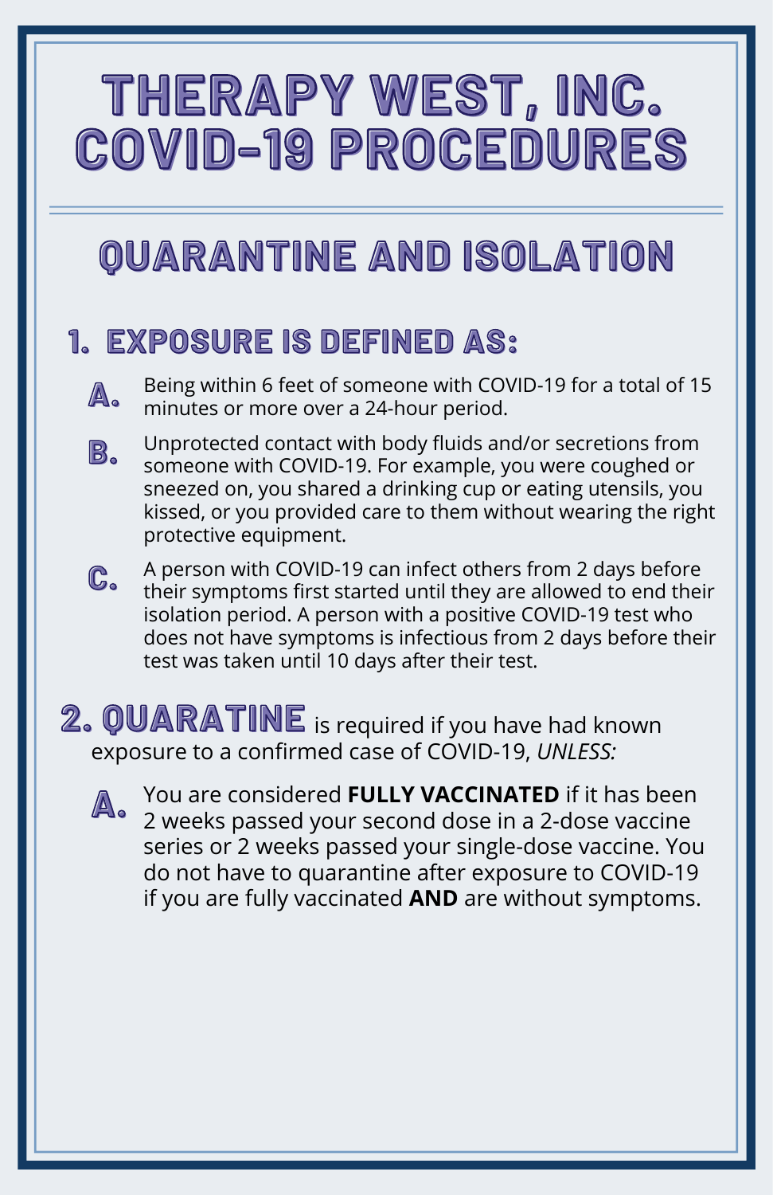# THERAPY WEST, INC. COVID-19 PROCEDURES

## QUARANTINE AND ISOLATION

### 1. EXPOSURE IS DEFINED AS:

**A.** Being within 6 feet of someone with COVID-19 for a total of 15 minutes or more over a 24-hour period.

**B.** Unprotected contact with body fluids and/or secretions from someone with COVID-19. For example, you were coughed or sneezed on, you shared a drinking cup or eating utensils, you kissed, or you provided care to them without wearing the right protective equipment.

**C.** A person with COVID-19 can infect others from 2 days before their symptoms first started until they are allowed to end their isolation period. A person with a positive COVID-19 test who does not have symptoms is infectious from 2 days before their test was taken until 10 days after their test.

**2. QUARATINE** is required if you have had known exposure to a confirmed case of COVID-19, *UNLESS:*

**A.** You are considered **FULLY VACCINATED** if it has been 2 weeks passed your second dose in a 2-dose vaccine series or 2 weeks passed your single-dose vaccine. You do not have to quarantine after exposure to COVID-19 if you are fully vaccinated **AND** are without symptoms.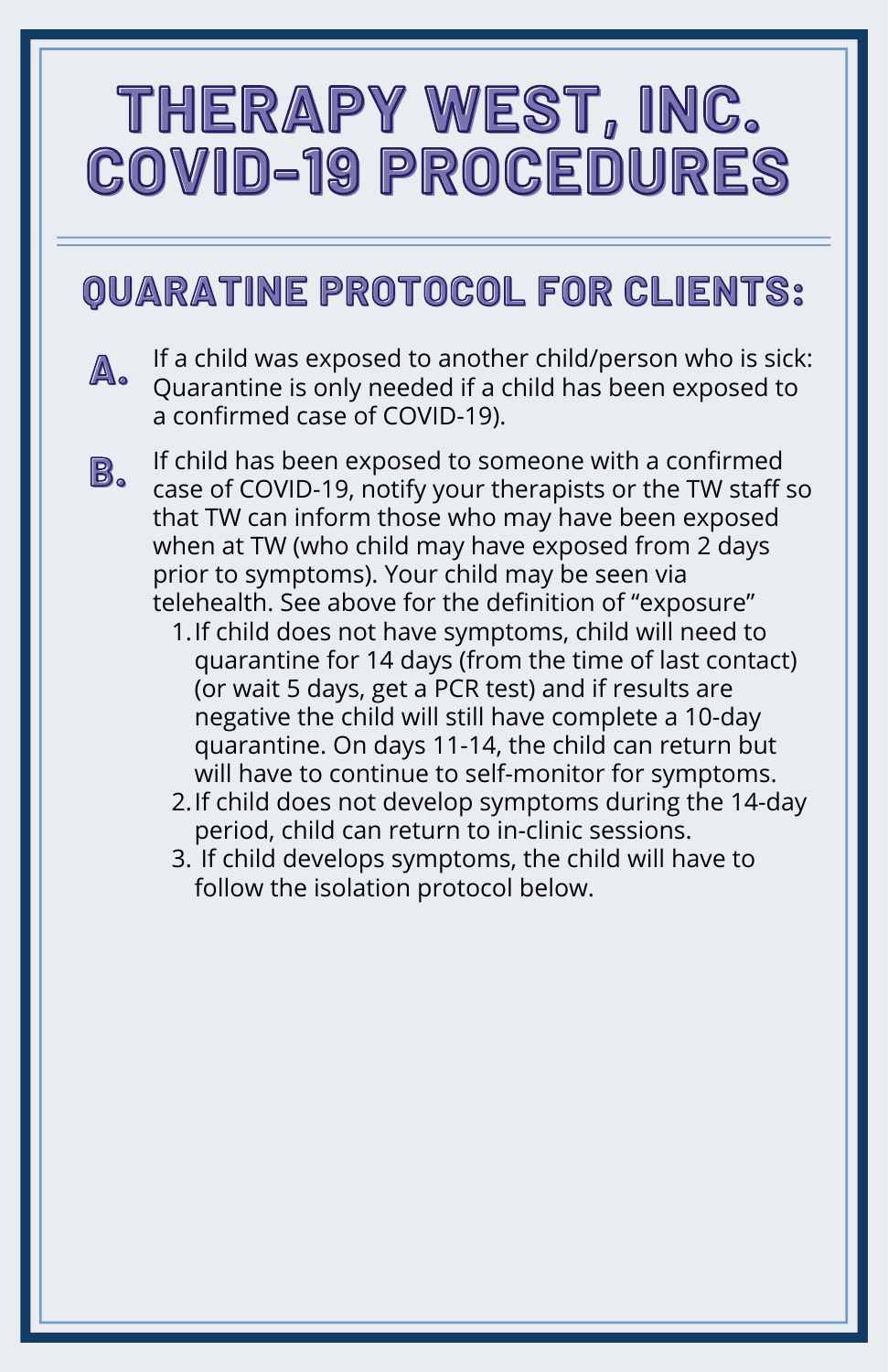# THERAPY WEST, INC. COVID-19 PROCEDURES

## QUARATINE PROTOCOL FOR CLIENTS:

**A.** If a child was exposed to another child/person who is sick: Quarantine is only needed if a child has been exposed to a confirmed case of COVID-19).

**B.** If child has been exposed to someone with a confirmed case of COVID-19, notify your therapists or the TW staff so that TW can inform those who may have been exposed when at TW (who child may have exposed from 2 days prior to symptoms). Your child may be seen via telehealth. See above for the definition of "exposure"

1. If child does not have symptoms, child will need to quarantine for 14 days (from the time of last contact) (or wait 5 days, get a PCR test) and if results are negative the child will still have complete a 10-day quarantine. On days 11-14, the child can return but will have to continue to self-monitor for symptoms.
2. If child does not develop symptoms during the 14-day period, child can return to in-clinic sessions.
3. If child develops symptoms, the child will have to follow the isolation protocol below.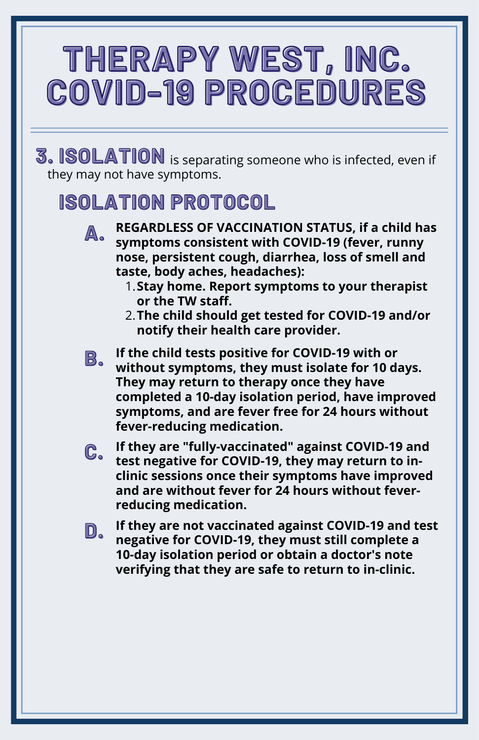# THERAPY WEST, INC. COVID-19 PROCEDURES

## 3. ISOLATION

**3. ISOLATION** is separating someone who is infected, even if they may not have symptoms.

### ISOLATION PROTOCOL

**A.** **REGARDLESS OF VACCINATION STATUS, if a child has symptoms consistent with COVID-19 (fever, runny nose, persistent cough, diarrhea, loss of smell and taste, body aches, headaches):**

1. **Stay home. Report symptoms to your therapist or the TW staff.**
2. **The child should get tested for COVID-19 and/or notify their health care provider.**

**B.** **If the child tests positive for COVID-19 with or without symptoms, they must isolate for 10 days. They may return to therapy once they have completed a 10-day isolation period, have improved symptoms, and are fever free for 24 hours without fever-reducing medication.**

**C.** **If they are "fully-vaccinated" against COVID-19 and test negative for COVID-19, they may return to in-clinic sessions once their symptoms have improved and are without fever for 24 hours without fever-reducing medication.**

**D.** **If they are not vaccinated against COVID-19 and test negative for COVID-19, they must still complete a 10-day isolation period or obtain a doctor's note verifying that they are safe to return to in-clinic.**